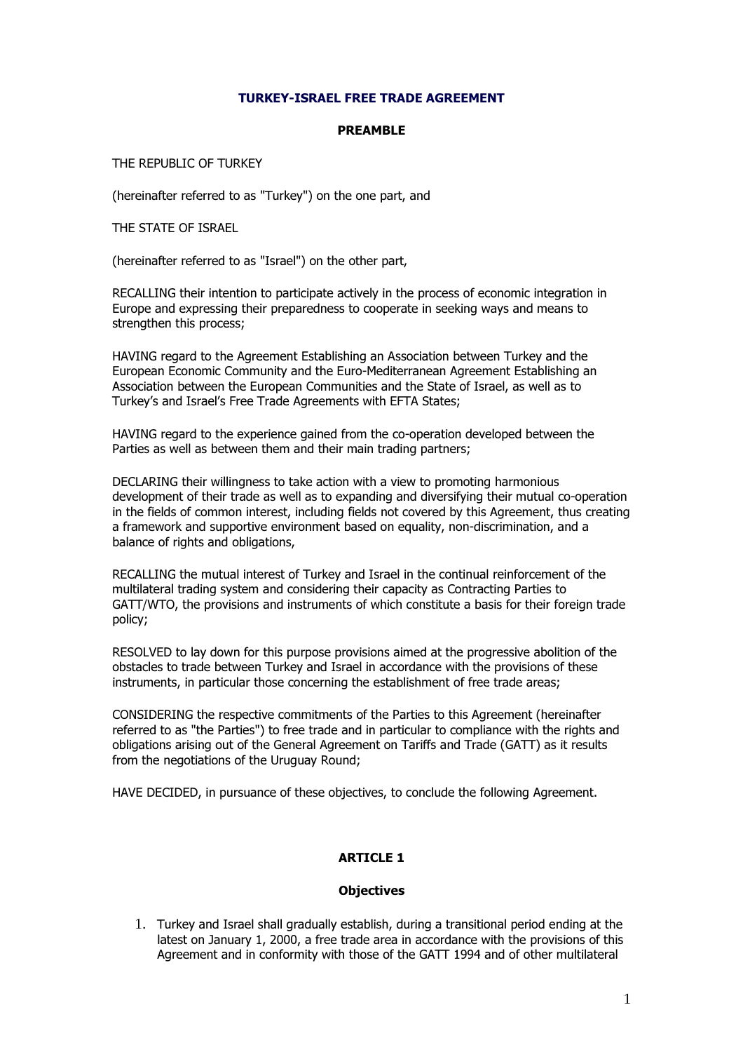# TURKEY-ISRAEL FREE TRADE AGREEMENT

## PREAMBLE

THE REPUBLIC OF TURKEY

(hereinafter referred to as "Turkey") on the one part, and

THE STATE OF ISRAEL

(hereinafter referred to as "Israel") on the other part,

RECALLING their intention to participate actively in the process of economic integration in Europe and expressing their preparedness to cooperate in seeking ways and means to strengthen this process;

HAVING regard to the Agreement Establishing an Association between Turkey and the European Economic Community and the Euro-Mediterranean Agreement Establishing an Association between the European Communities and the State of Israel, as well as to Turkey's and Israel's Free Trade Agreements with EFTA States;

HAVING regard to the experience gained from the co-operation developed between the Parties as well as between them and their main trading partners;

DECLARING their willingness to take action with a view to promoting harmonious development of their trade as well as to expanding and diversifying their mutual co-operation in the fields of common interest, including fields not covered by this Agreement, thus creating a framework and supportive environment based on equality, non-discrimination, and a balance of rights and obligations,

RECALLING the mutual interest of Turkey and Israel in the continual reinforcement of the multilateral trading system and considering their capacity as Contracting Parties to GATT/WTO, the provisions and instruments of which constitute a basis for their foreign trade policy;

RESOLVED to lay down for this purpose provisions aimed at the progressive abolition of the obstacles to trade between Turkey and Israel in accordance with the provisions of these instruments, in particular those concerning the establishment of free trade areas;

CONSIDERING the respective commitments of the Parties to this Agreement (hereinafter referred to as "the Parties") to free trade and in particular to compliance with the rights and obligations arising out of the General Agreement on Tariffs and Trade (GATT) as it results from the negotiations of the Uruguay Round;

HAVE DECIDED, in pursuance of these objectives, to conclude the following Agreement.

## ARTICLE 1

### Objectives

1. Turkey and Israel shall gradually establish, during a transitional period ending at the latest on January 1, 2000, a free trade area in accordance with the provisions of this Agreement and in conformity with those of the GATT 1994 and of other multilateral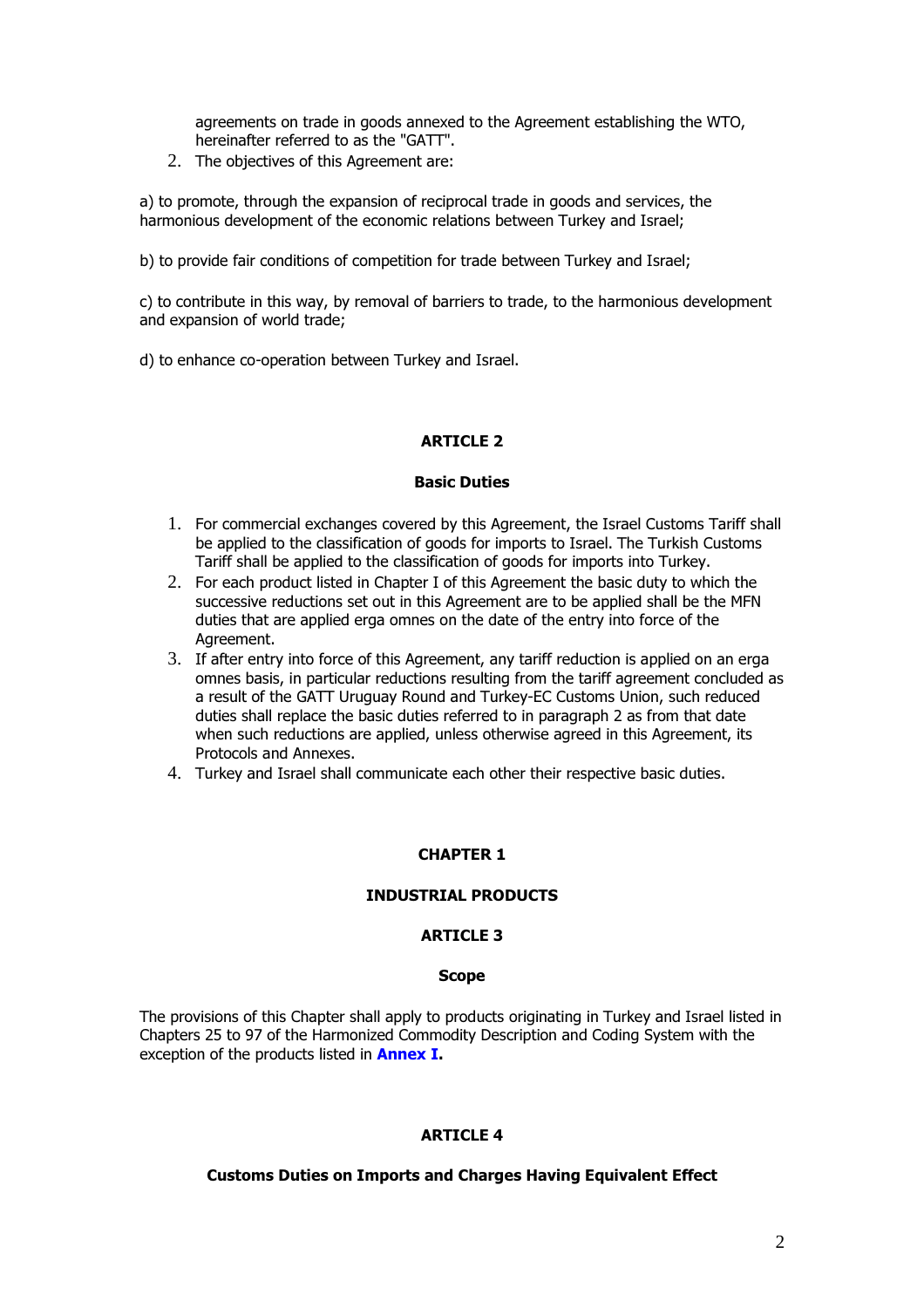agreements on trade in goods annexed to the Agreement establishing the WTO, hereinafter referred to as the "GATT".

2. The objectives of this Agreement are:

a) to promote, through the expansion of reciprocal trade in goods and services, the harmonious development of the economic relations between Turkey and Israel;

b) to provide fair conditions of competition for trade between Turkey and Israel;

c) to contribute in this way, by removal of barriers to trade, to the harmonious development and expansion of world trade;

d) to enhance co-operation between Turkey and Israel.

### ARTICLE 2

#### Basic Duties

1. For commercial exchanges covered by this Agreement, the Israel Customs Tariff shall be applied to the classification of goods for imports to Israel. The Turkish Customs Tariff shall be applied to the classification of goods for imports into Turkey.
2. For each product listed in Chapter I of this Agreement the basic duty to which the successive reductions set out in this Agreement are to be applied shall be the MFN duties that are applied erga omnes on the date of the entry into force of the Agreement.
3. If after entry into force of this Agreement, any tariff reduction is applied on an erga omnes basis, in particular reductions resulting from the tariff agreement concluded as a result of the GATT Uruguay Round and Turkey-EC Customs Union, such reduced duties shall replace the basic duties referred to in paragraph 2 as from that date when such reductions are applied, unless otherwise agreed in this Agreement, its Protocols and Annexes.
4. Turkey and Israel shall communicate each other their respective basic duties.

## CHAPTER 1

## INDUSTRIAL PRODUCTS

### ARTICLE 3

#### Scope

The provisions of this Chapter shall apply to products originating in Turkey and Israel listed in Chapters 25 to 97 of the Harmonized Commodity Description and Coding System with the exception of the products listed in **Annex I.**

### ARTICLE 4

#### Customs Duties on Imports and Charges Having Equivalent Effect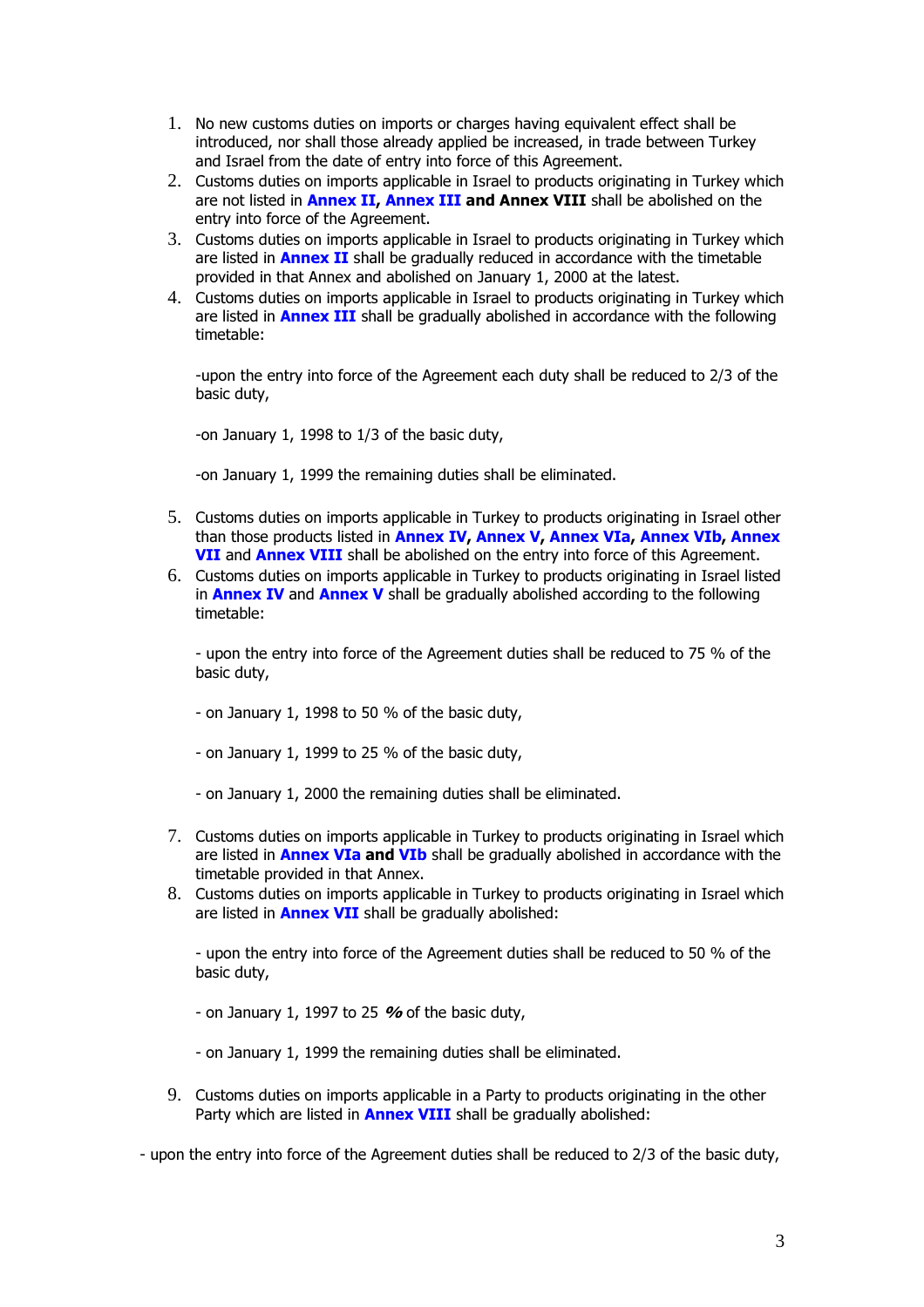1. No new customs duties on imports or charges having equivalent effect shall be introduced, nor shall those already applied be increased, in trade between Turkey and Israel from the date of entry into force of this Agreement.
2. Customs duties on imports applicable in Israel to products originating in Turkey which are not listed in **Annex II**, **Annex III** **and Annex VIII** shall be abolished on the entry into force of the Agreement.
3. Customs duties on imports applicable in Israel to products originating in Turkey which are listed in **Annex II** shall be gradually reduced in accordance with the timetable provided in that Annex and abolished on January 1, 2000 at the latest.
4. Customs duties on imports applicable in Israel to products originating in Turkey which are listed in **Annex III** shall be gradually abolished in accordance with the following timetable:

   -upon the entry into force of the Agreement each duty shall be reduced to 2/3 of the basic duty,

   -on January 1, 1998 to 1/3 of the basic duty,

   -on January 1, 1999 the remaining duties shall be eliminated.

5. Customs duties on imports applicable in Turkey to products originating in Israel other than those products listed in **Annex IV**, **Annex V**, **Annex VIa**, **Annex VIb**, **Annex VII** and **Annex VIII** shall be abolished on the entry into force of this Agreement.
6. Customs duties on imports applicable in Turkey to products originating in Israel listed in **Annex IV** and **Annex V** shall be gradually abolished according to the following timetable:

   - upon the entry into force of the Agreement duties shall be reduced to 75 % of the basic duty,

   - on January 1, 1998 to 50 % of the basic duty,

   - on January 1, 1999 to 25 % of the basic duty,

   - on January 1, 2000 the remaining duties shall be eliminated.

7. Customs duties on imports applicable in Turkey to products originating in Israel which are listed in **Annex VIa** **and** **VIb** shall be gradually abolished in accordance with the timetable provided in that Annex.
8. Customs duties on imports applicable in Turkey to products originating in Israel which are listed in **Annex VII** shall be gradually abolished:

   - upon the entry into force of the Agreement duties shall be reduced to 50 % of the basic duty,

   - on January 1, 1997 to 25 % of the basic duty,

   - on January 1, 1999 the remaining duties shall be eliminated.

9. Customs duties on imports applicable in a Party to products originating in the other Party which are listed in **Annex VIII** shall be gradually abolished:

- upon the entry into force of the Agreement duties shall be reduced to 2/3 of the basic duty,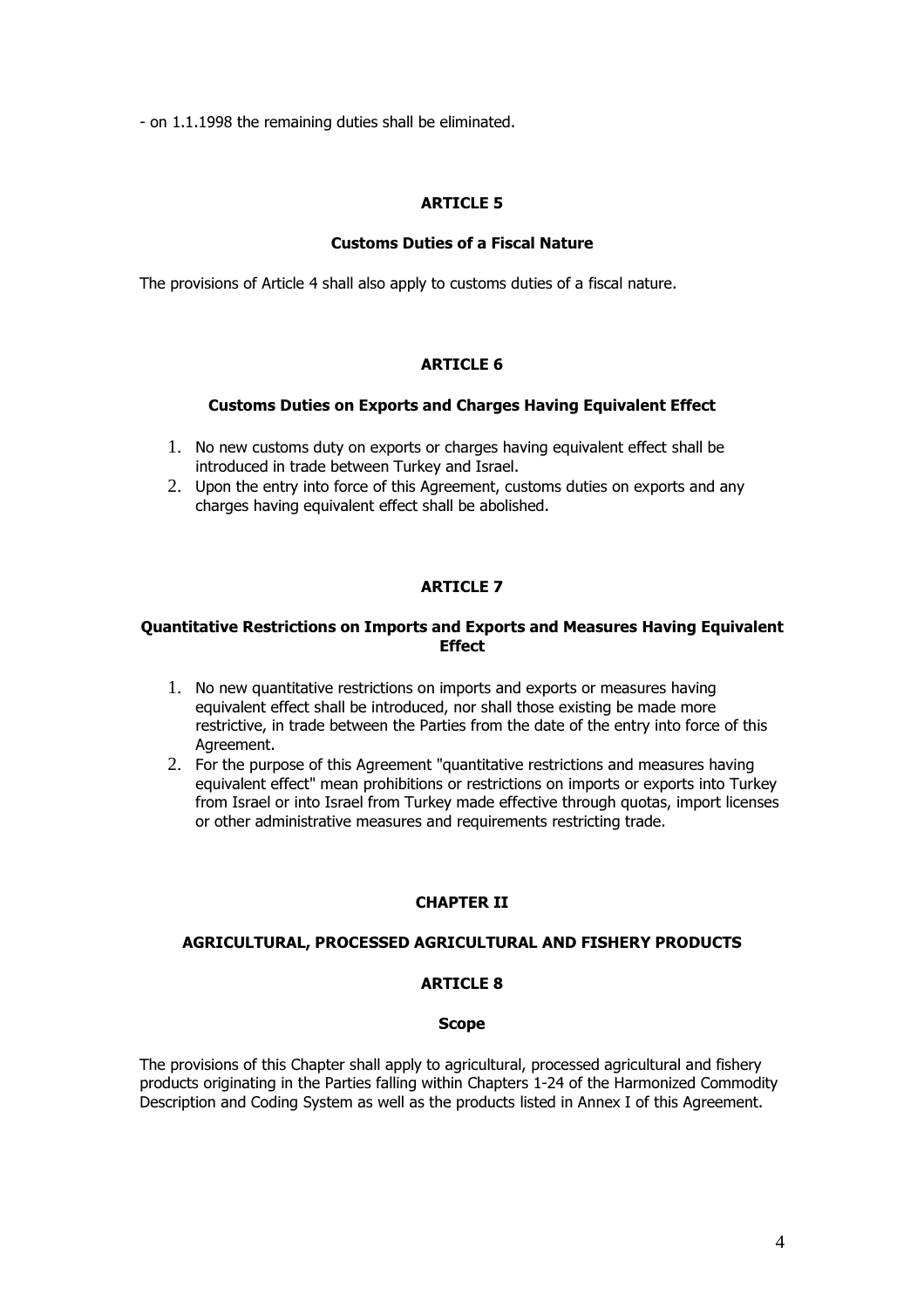- on 1.1.1998 the remaining duties shall be eliminated.

## ARTICLE 5

### Customs Duties of a Fiscal Nature

The provisions of Article 4 shall also apply to customs duties of a fiscal nature.

## ARTICLE 6

### Customs Duties on Exports and Charges Having Equivalent Effect

1. No new customs duty on exports or charges having equivalent effect shall be introduced in trade between Turkey and Israel.
2. Upon the entry into force of this Agreement, customs duties on exports and any charges having equivalent effect shall be abolished.

## ARTICLE 7

### Quantitative Restrictions on Imports and Exports and Measures Having Equivalent Effect

1. No new quantitative restrictions on imports and exports or measures having equivalent effect shall be introduced, nor shall those existing be made more restrictive, in trade between the Parties from the date of the entry into force of this Agreement.
2. For the purpose of this Agreement "quantitative restrictions and measures having equivalent effect" mean prohibitions or restrictions on imports or exports into Turkey from Israel or into Israel from Turkey made effective through quotas, import licenses or other administrative measures and requirements restricting trade.

# CHAPTER II

## AGRICULTURAL, PROCESSED AGRICULTURAL AND FISHERY PRODUCTS

## ARTICLE 8

### Scope

The provisions of this Chapter shall apply to agricultural, processed agricultural and fishery products originating in the Parties falling within Chapters 1-24 of the Harmonized Commodity Description and Coding System as well as the products listed in Annex I of this Agreement.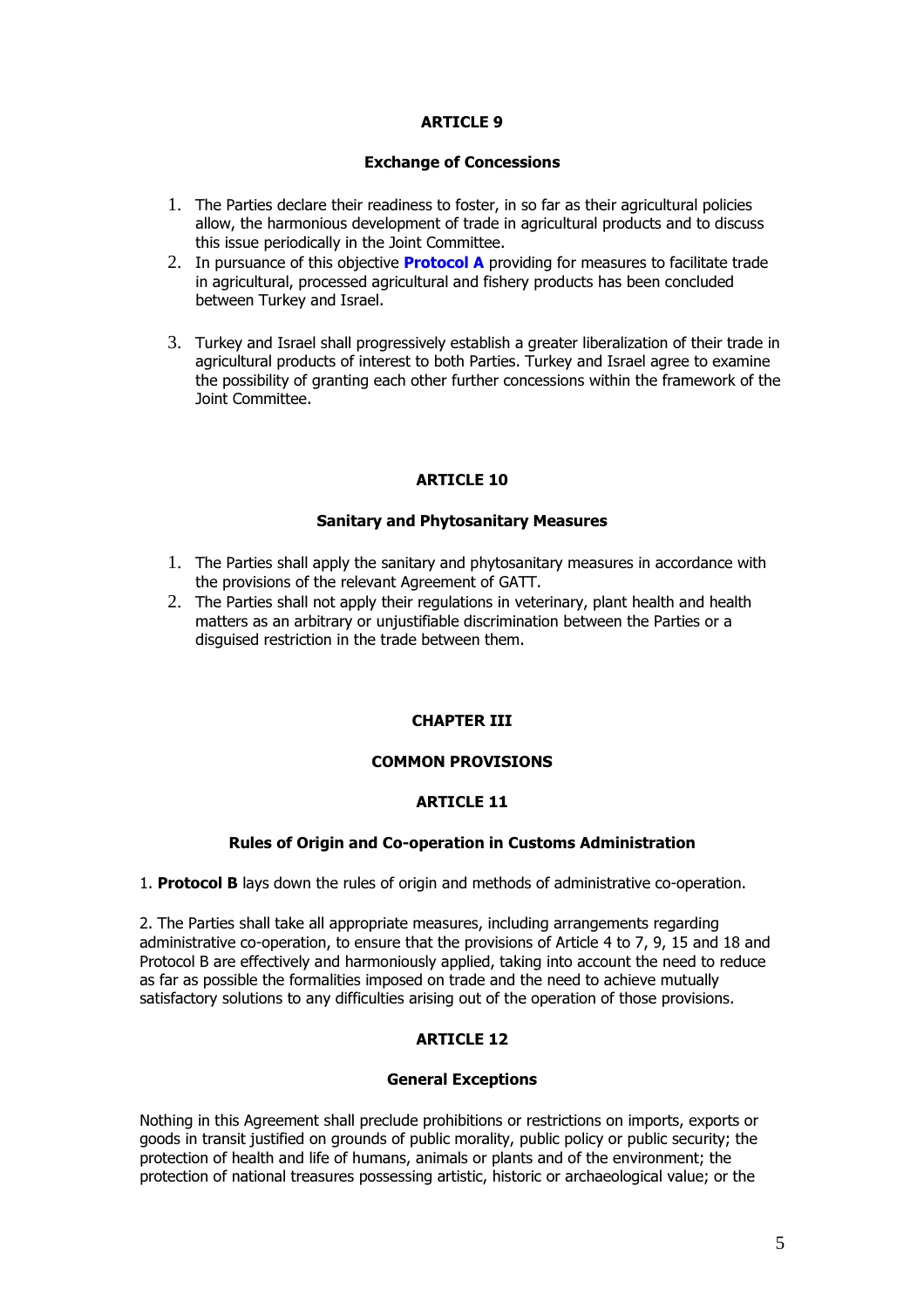## ARTICLE 9

### Exchange of Concessions

1. The Parties declare their readiness to foster, in so far as their agricultural policies allow, the harmonious development of trade in agricultural products and to discuss this issue periodically in the Joint Committee.
2. In pursuance of this objective **Protocol A** providing for measures to facilitate trade in agricultural, processed agricultural and fishery products has been concluded between Turkey and Israel.
3. Turkey and Israel shall progressively establish a greater liberalization of their trade in agricultural products of interest to both Parties. Turkey and Israel agree to examine the possibility of granting each other further concessions within the framework of the Joint Committee.

## ARTICLE 10

### Sanitary and Phytosanitary Measures

1. The Parties shall apply the sanitary and phytosanitary measures in accordance with the provisions of the relevant Agreement of GATT.
2. The Parties shall not apply their regulations in veterinary, plant health and health matters as an arbitrary or unjustifiable discrimination between the Parties or a disguised restriction in the trade between them.

# CHAPTER III

# COMMON PROVISIONS

## ARTICLE 11

### Rules of Origin and Co-operation in Customs Administration

1. **Protocol B** lays down the rules of origin and methods of administrative co-operation.

2. The Parties shall take all appropriate measures, including arrangements regarding administrative co-operation, to ensure that the provisions of Article 4 to 7, 9, 15 and 18 and Protocol B are effectively and harmoniously applied, taking into account the need to reduce as far as possible the formalities imposed on trade and the need to achieve mutually satisfactory solutions to any difficulties arising out of the operation of those provisions.

## ARTICLE 12

### General Exceptions

Nothing in this Agreement shall preclude prohibitions or restrictions on imports, exports or goods in transit justified on grounds of public morality, public policy or public security; the protection of health and life of humans, animals or plants and of the environment; the protection of national treasures possessing artistic, historic or archaeological value; or the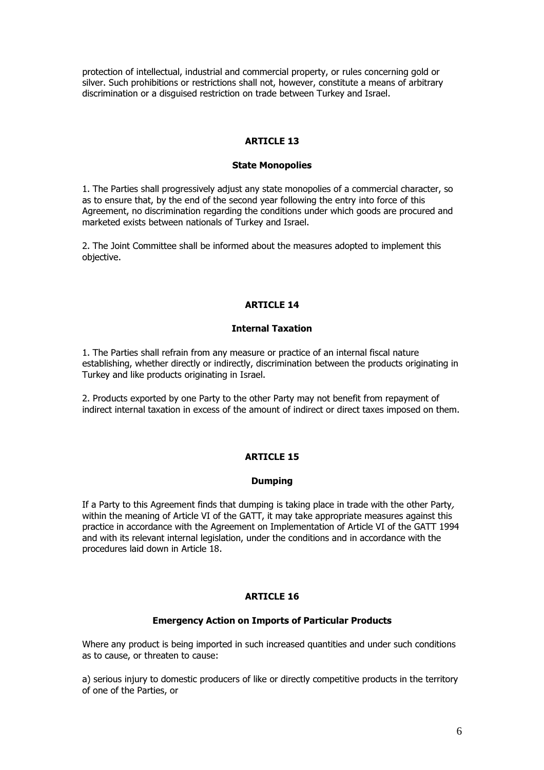protection of intellectual, industrial and commercial property, or rules concerning gold or silver. Such prohibitions or restrictions shall not, however, constitute a means of arbitrary discrimination or a disguised restriction on trade between Turkey and Israel.

## ARTICLE 13

### State Monopolies

1. The Parties shall progressively adjust any state monopolies of a commercial character, so as to ensure that, by the end of the second year following the entry into force of this Agreement, no discrimination regarding the conditions under which goods are procured and marketed exists between nationals of Turkey and Israel.

2. The Joint Committee shall be informed about the measures adopted to implement this objective.

## ARTICLE 14

### Internal Taxation

1. The Parties shall refrain from any measure or practice of an internal fiscal nature establishing, whether directly or indirectly, discrimination between the products originating in Turkey and like products originating in Israel.

2. Products exported by one Party to the other Party may not benefit from repayment of indirect internal taxation in excess of the amount of indirect or direct taxes imposed on them.

## ARTICLE 15

### Dumping

If a Party to this Agreement finds that dumping is taking place in trade with the other Party, within the meaning of Article VI of the GATT, it may take appropriate measures against this practice in accordance with the Agreement on Implementation of Article VI of the GATT 1994 and with its relevant internal legislation, under the conditions and in accordance with the procedures laid down in Article 18.

## ARTICLE 16

### Emergency Action on Imports of Particular Products

Where any product is being imported in such increased quantities and under such conditions as to cause, or threaten to cause:

a) serious injury to domestic producers of like or directly competitive products in the territory of one of the Parties, or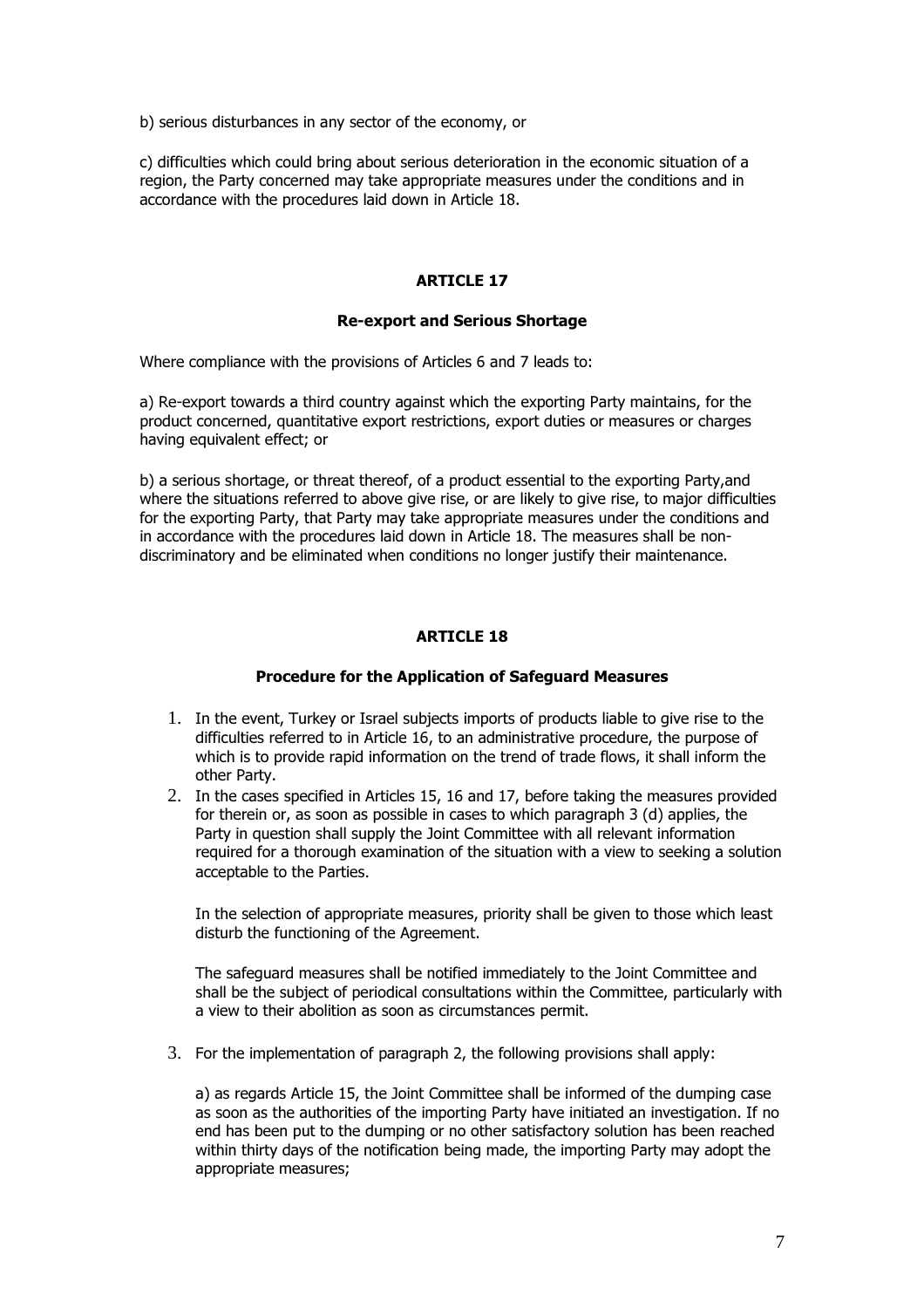b) serious disturbances in any sector of the economy, or

c) difficulties which could bring about serious deterioration in the economic situation of a region, the Party concerned may take appropriate measures under the conditions and in accordance with the procedures laid down in Article 18.

### ARTICLE 17

#### Re-export and Serious Shortage

Where compliance with the provisions of Articles 6 and 7 leads to:

a) Re-export towards a third country against which the exporting Party maintains, for the product concerned, quantitative export restrictions, export duties or measures or charges having equivalent effect; or

b) a serious shortage, or threat thereof, of a product essential to the exporting Party,and where the situations referred to above give rise, or are likely to give rise, to major difficulties for the exporting Party, that Party may take appropriate measures under the conditions and in accordance with the procedures laid down in Article 18. The measures shall be non-discriminatory and be eliminated when conditions no longer justify their maintenance.

### ARTICLE 18

#### Procedure for the Application of Safeguard Measures

1. In the event, Turkey or Israel subjects imports of products liable to give rise to the difficulties referred to in Article 16, to an administrative procedure, the purpose of which is to provide rapid information on the trend of trade flows, it shall inform the other Party.
2. In the cases specified in Articles 15, 16 and 17, before taking the measures provided for therein or, as soon as possible in cases to which paragraph 3 (d) applies, the Party in question shall supply the Joint Committee with all relevant information required for a thorough examination of the situation with a view to seeking a solution acceptable to the Parties.

   In the selection of appropriate measures, priority shall be given to those which least disturb the functioning of the Agreement.

   The safeguard measures shall be notified immediately to the Joint Committee and shall be the subject of periodical consultations within the Committee, particularly with a view to their abolition as soon as circumstances permit.

3. For the implementation of paragraph 2, the following provisions shall apply:

   a) as regards Article 15, the Joint Committee shall be informed of the dumping case as soon as the authorities of the importing Party have initiated an investigation. If no end has been put to the dumping or no other satisfactory solution has been reached within thirty days of the notification being made, the importing Party may adopt the appropriate measures;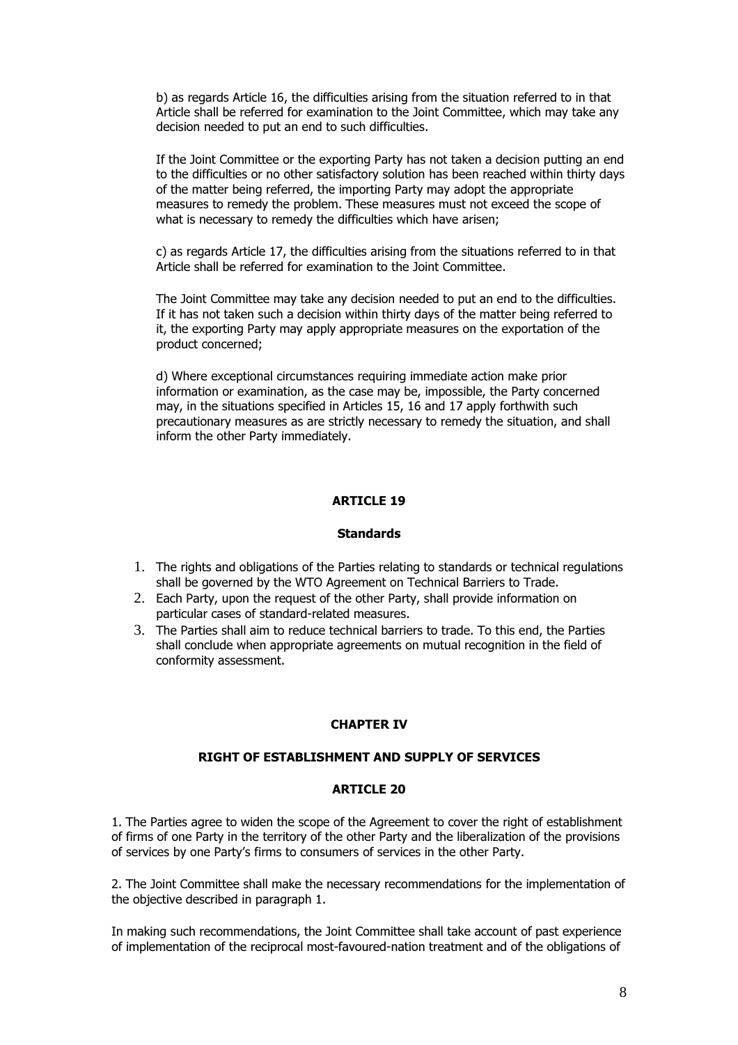b) as regards Article 16, the difficulties arising from the situation referred to in that Article shall be referred for examination to the Joint Committee, which may take any decision needed to put an end to such difficulties.

If the Joint Committee or the exporting Party has not taken a decision putting an end to the difficulties or no other satisfactory solution has been reached within thirty days of the matter being referred, the importing Party may adopt the appropriate measures to remedy the problem. These measures must not exceed the scope of what is necessary to remedy the difficulties which have arisen;

c) as regards Article 17, the difficulties arising from the situations referred to in that Article shall be referred for examination to the Joint Committee.

The Joint Committee may take any decision needed to put an end to the difficulties. If it has not taken such a decision within thirty days of the matter being referred to it, the exporting Party may apply appropriate measures on the exportation of the product concerned;

d) Where exceptional circumstances requiring immediate action make prior information or examination, as the case may be, impossible, the Party concerned may, in the situations specified in Articles 15, 16 and 17 apply forthwith such precautionary measures as are strictly necessary to remedy the situation, and shall inform the other Party immediately.

## ARTICLE 19

### Standards

1. The rights and obligations of the Parties relating to standards or technical regulations shall be governed by the WTO Agreement on Technical Barriers to Trade.
2. Each Party, upon the request of the other Party, shall provide information on particular cases of standard-related measures.
3. The Parties shall aim to reduce technical barriers to trade. To this end, the Parties shall conclude when appropriate agreements on mutual recognition in the field of conformity assessment.

# CHAPTER IV

## RIGHT OF ESTABLISHMENT AND SUPPLY OF SERVICES

## ARTICLE 20

1. The Parties agree to widen the scope of the Agreement to cover the right of establishment of firms of one Party in the territory of the other Party and the liberalization of the provisions of services by one Party's firms to consumers of services in the other Party.

2. The Joint Committee shall make the necessary recommendations for the implementation of the objective described in paragraph 1.

In making such recommendations, the Joint Committee shall take account of past experience of implementation of the reciprocal most-favoured-nation treatment and of the obligations of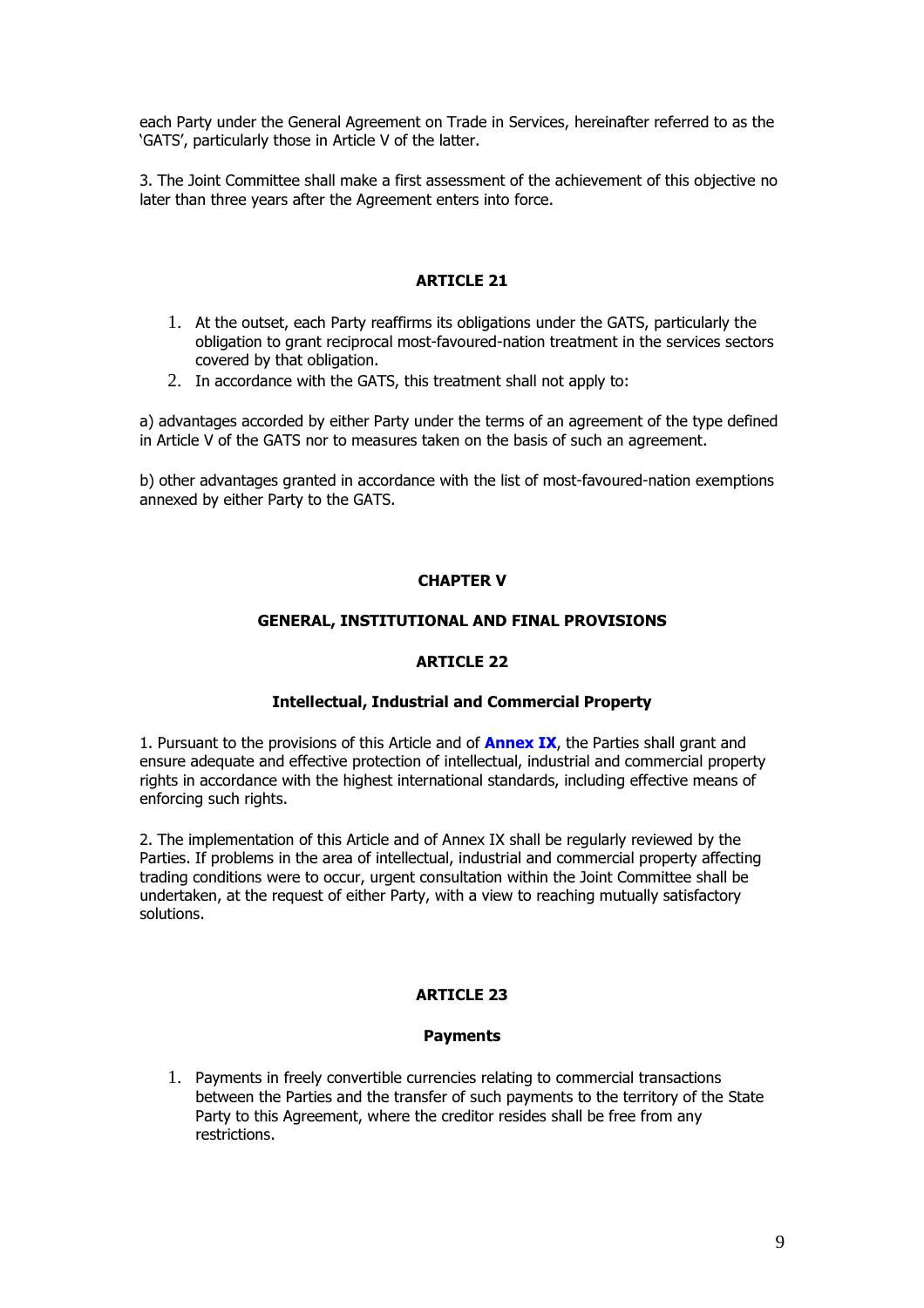each Party under the General Agreement on Trade in Services, hereinafter referred to as the 'GATS', particularly those in Article V of the latter.

3. The Joint Committee shall make a first assessment of the achievement of this objective no later than three years after the Agreement enters into force.

### ARTICLE 21

1. At the outset, each Party reaffirms its obligations under the GATS, particularly the obligation to grant reciprocal most-favoured-nation treatment in the services sectors covered by that obligation.
2. In accordance with the GATS, this treatment shall not apply to:

a) advantages accorded by either Party under the terms of an agreement of the type defined in Article V of the GATS nor to measures taken on the basis of such an agreement.

b) other advantages granted in accordance with the list of most-favoured-nation exemptions annexed by either Party to the GATS.

## CHAPTER V

## GENERAL, INSTITUTIONAL AND FINAL PROVISIONS

### ARTICLE 22

#### Intellectual, Industrial and Commercial Property

1. Pursuant to the provisions of this Article and of **Annex IX**, the Parties shall grant and ensure adequate and effective protection of intellectual, industrial and commercial property rights in accordance with the highest international standards, including effective means of enforcing such rights.

2. The implementation of this Article and of Annex IX shall be regularly reviewed by the Parties. If problems in the area of intellectual, industrial and commercial property affecting trading conditions were to occur, urgent consultation within the Joint Committee shall be undertaken, at the request of either Party, with a view to reaching mutually satisfactory solutions.

### ARTICLE 23

#### Payments

1. Payments in freely convertible currencies relating to commercial transactions between the Parties and the transfer of such payments to the territory of the State Party to this Agreement, where the creditor resides shall be free from any restrictions.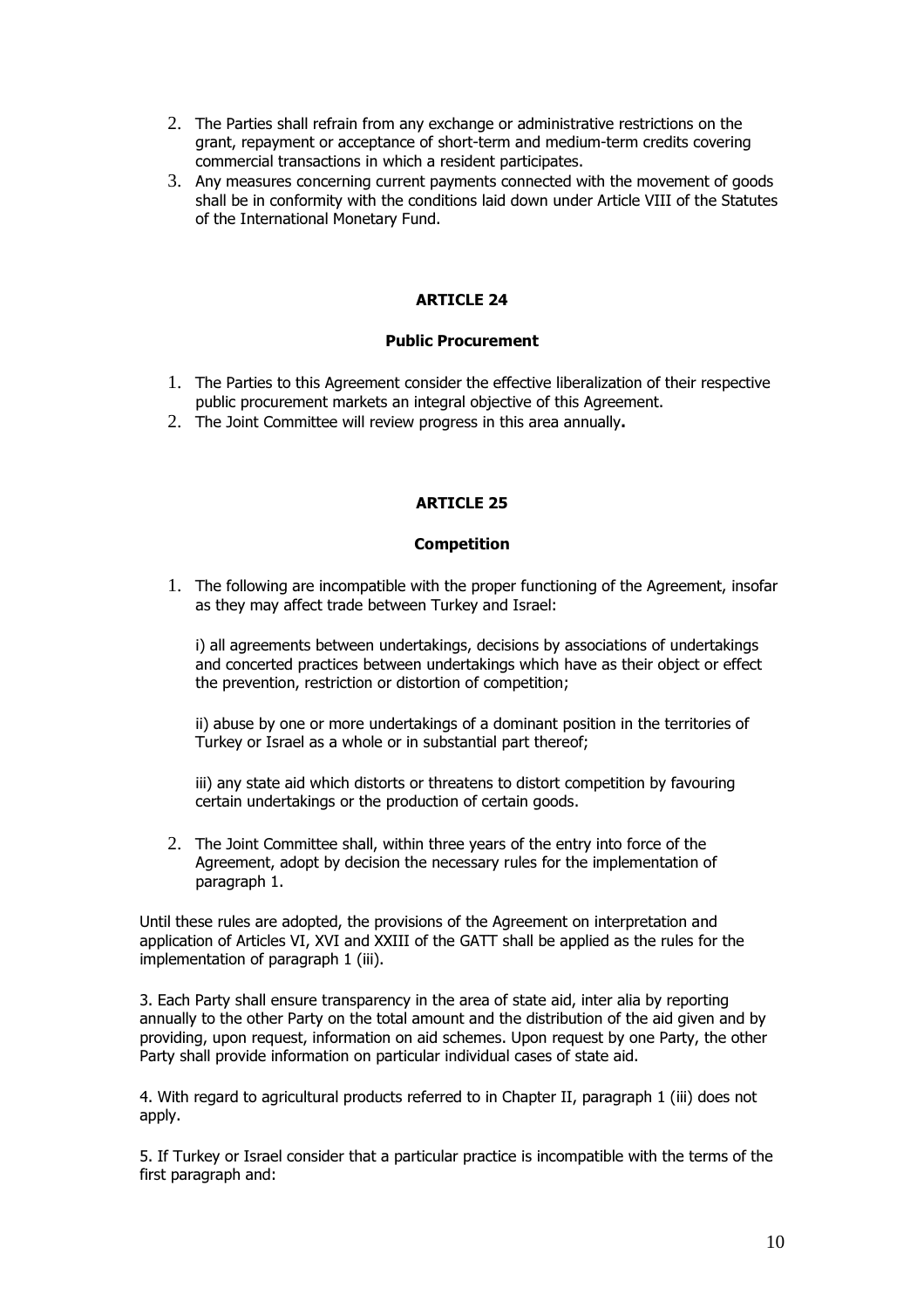2. The Parties shall refrain from any exchange or administrative restrictions on the grant, repayment or acceptance of short-term and medium-term credits covering commercial transactions in which a resident participates.
3. Any measures concerning current payments connected with the movement of goods shall be in conformity with the conditions laid down under Article VIII of the Statutes of the International Monetary Fund.

## ARTICLE 24

### Public Procurement

1. The Parties to this Agreement consider the effective liberalization of their respective public procurement markets an integral objective of this Agreement.
2. The Joint Committee will review progress in this area annually**.**

## ARTICLE 25

### Competition

1. The following are incompatible with the proper functioning of the Agreement, insofar as they may affect trade between Turkey and Israel:

   i) all agreements between undertakings, decisions by associations of undertakings and concerted practices between undertakings which have as their object or effect the prevention, restriction or distortion of competition;

   ii) abuse by one or more undertakings of a dominant position in the territories of Turkey or Israel as a whole or in substantial part thereof;

   iii) any state aid which distorts or threatens to distort competition by favouring certain undertakings or the production of certain goods.

2. The Joint Committee shall, within three years of the entry into force of the Agreement, adopt by decision the necessary rules for the implementation of paragraph 1.

Until these rules are adopted, the provisions of the Agreement on interpretation and application of Articles VI, XVI and XXIII of the GATT shall be applied as the rules for the implementation of paragraph 1 (iii).

3. Each Party shall ensure transparency in the area of state aid, inter alia by reporting annually to the other Party on the total amount and the distribution of the aid given and by providing, upon request, information on aid schemes. Upon request by one Party, the other Party shall provide information on particular individual cases of state aid.

4. With regard to agricultural products referred to in Chapter II, paragraph 1 (iii) does not apply.

5. If Turkey or Israel consider that a particular practice is incompatible with the terms of the first paragraph and: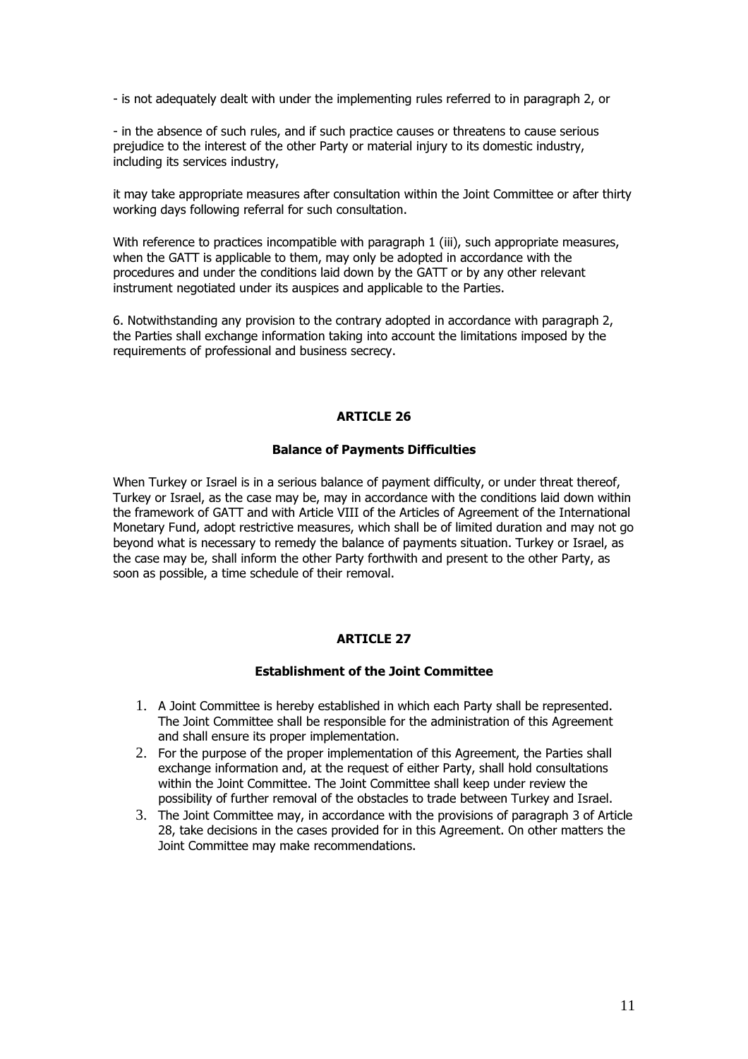- is not adequately dealt with under the implementing rules referred to in paragraph 2, or

- in the absence of such rules, and if such practice causes or threatens to cause serious prejudice to the interest of the other Party or material injury to its domestic industry, including its services industry,

it may take appropriate measures after consultation within the Joint Committee or after thirty working days following referral for such consultation.

With reference to practices incompatible with paragraph 1 (iii), such appropriate measures, when the GATT is applicable to them, may only be adopted in accordance with the procedures and under the conditions laid down by the GATT or by any other relevant instrument negotiated under its auspices and applicable to the Parties.

6. Notwithstanding any provision to the contrary adopted in accordance with paragraph 2, the Parties shall exchange information taking into account the limitations imposed by the requirements of professional and business secrecy.

## ARTICLE 26

### Balance of Payments Difficulties

When Turkey or Israel is in a serious balance of payment difficulty, or under threat thereof, Turkey or Israel, as the case may be, may in accordance with the conditions laid down within the framework of GATT and with Article VIII of the Articles of Agreement of the International Monetary Fund, adopt restrictive measures, which shall be of limited duration and may not go beyond what is necessary to remedy the balance of payments situation. Turkey or Israel, as the case may be, shall inform the other Party forthwith and present to the other Party, as soon as possible, a time schedule of their removal.

## ARTICLE 27

### Establishment of the Joint Committee

1. A Joint Committee is hereby established in which each Party shall be represented. The Joint Committee shall be responsible for the administration of this Agreement and shall ensure its proper implementation.
2. For the purpose of the proper implementation of this Agreement, the Parties shall exchange information and, at the request of either Party, shall hold consultations within the Joint Committee. The Joint Committee shall keep under review the possibility of further removal of the obstacles to trade between Turkey and Israel.
3. The Joint Committee may, in accordance with the provisions of paragraph 3 of Article 28, take decisions in the cases provided for in this Agreement. On other matters the Joint Committee may make recommendations.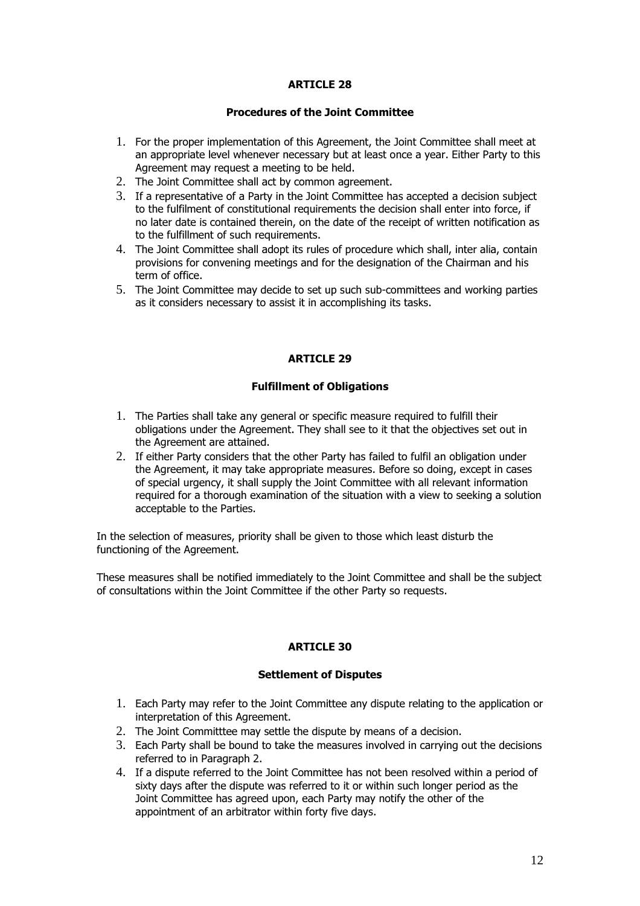## ARTICLE 28

### Procedures of the Joint Committee

1. For the proper implementation of this Agreement, the Joint Committee shall meet at an appropriate level whenever necessary but at least once a year. Either Party to this Agreement may request a meeting to be held.
2. The Joint Committee shall act by common agreement.
3. If a representative of a Party in the Joint Committee has accepted a decision subject to the fulfilment of constitutional requirements the decision shall enter into force, if no later date is contained therein, on the date of the receipt of written notification as to the fulfillment of such requirements.
4. The Joint Committee shall adopt its rules of procedure which shall, inter alia, contain provisions for convening meetings and for the designation of the Chairman and his term of office.
5. The Joint Committee may decide to set up such sub-committees and working parties as it considers necessary to assist it in accomplishing its tasks.

## ARTICLE 29

### Fulfillment of Obligations

1. The Parties shall take any general or specific measure required to fulfill their obligations under the Agreement. They shall see to it that the objectives set out in the Agreement are attained.
2. If either Party considers that the other Party has failed to fulfil an obligation under the Agreement, it may take appropriate measures. Before so doing, except in cases of special urgency, it shall supply the Joint Committee with all relevant information required for a thorough examination of the situation with a view to seeking a solution acceptable to the Parties.

In the selection of measures, priority shall be given to those which least disturb the functioning of the Agreement.

These measures shall be notified immediately to the Joint Committee and shall be the subject of consultations within the Joint Committee if the other Party so requests.

## ARTICLE 30

### Settlement of Disputes

1. Each Party may refer to the Joint Committee any dispute relating to the application or interpretation of this Agreement.
2. The Joint Committtee may settle the dispute by means of a decision.
3. Each Party shall be bound to take the measures involved in carrying out the decisions referred to in Paragraph 2.
4. If a dispute referred to the Joint Committee has not been resolved within a period of sixty days after the dispute was referred to it or within such longer period as the Joint Committee has agreed upon, each Party may notify the other of the appointment of an arbitrator within forty five days.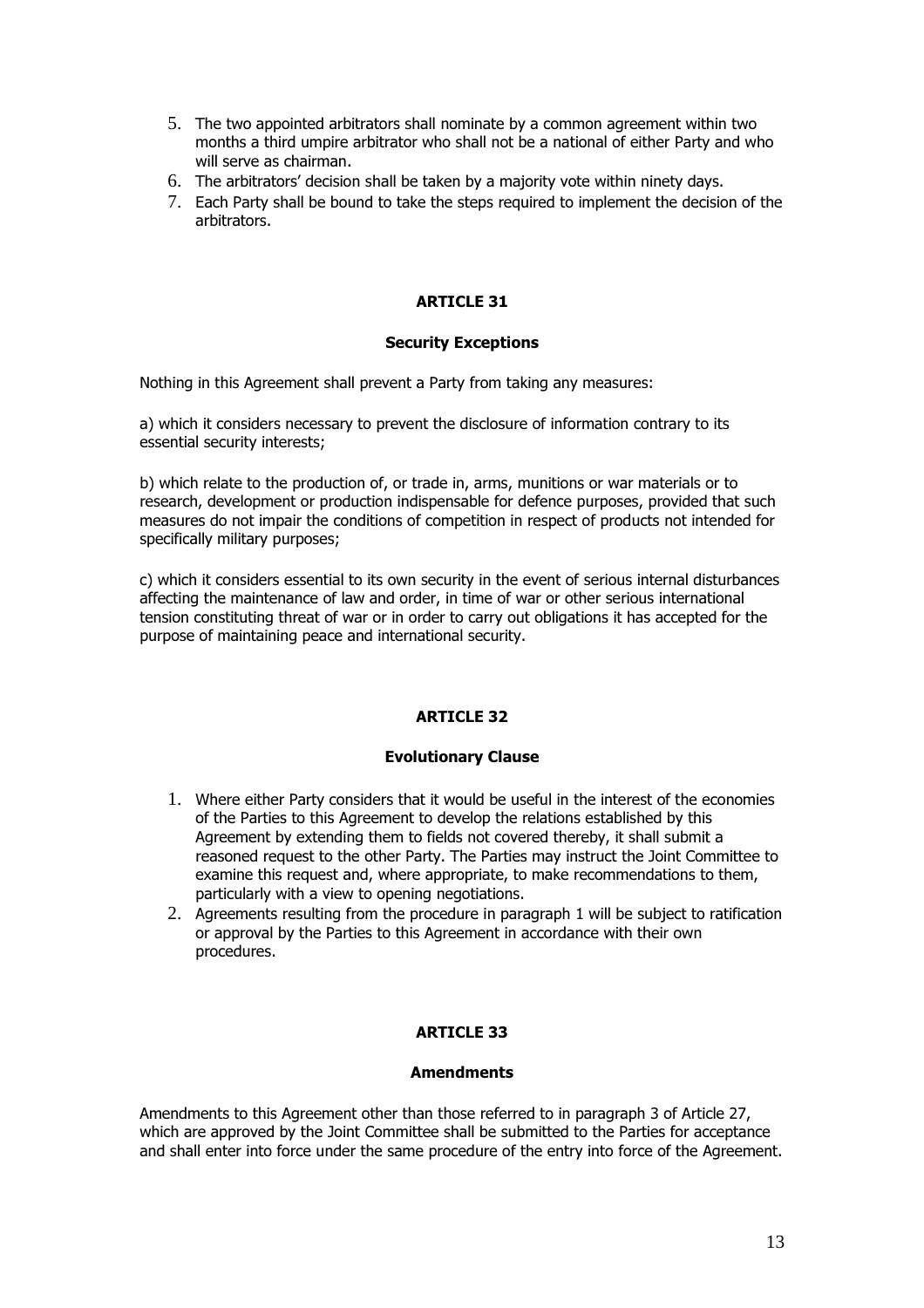5. The two appointed arbitrators shall nominate by a common agreement within two months a third umpire arbitrator who shall not be a national of either Party and who will serve as chairman.
6. The arbitrators' decision shall be taken by a majority vote within ninety days.
7. Each Party shall be bound to take the steps required to implement the decision of the arbitrators.

## ARTICLE 31

### Security Exceptions

Nothing in this Agreement shall prevent a Party from taking any measures:

a) which it considers necessary to prevent the disclosure of information contrary to its essential security interests;

b) which relate to the production of, or trade in, arms, munitions or war materials or to research, development or production indispensable for defence purposes, provided that such measures do not impair the conditions of competition in respect of products not intended for specifically military purposes;

c) which it considers essential to its own security in the event of serious internal disturbances affecting the maintenance of law and order, in time of war or other serious international tension constituting threat of war or in order to carry out obligations it has accepted for the purpose of maintaining peace and international security.

## ARTICLE 32

### Evolutionary Clause

1. Where either Party considers that it would be useful in the interest of the economies of the Parties to this Agreement to develop the relations established by this Agreement by extending them to fields not covered thereby, it shall submit a reasoned request to the other Party. The Parties may instruct the Joint Committee to examine this request and, where appropriate, to make recommendations to them, particularly with a view to opening negotiations.
2. Agreements resulting from the procedure in paragraph 1 will be subject to ratification or approval by the Parties to this Agreement in accordance with their own procedures.

## ARTICLE 33

### Amendments

Amendments to this Agreement other than those referred to in paragraph 3 of Article 27, which are approved by the Joint Committee shall be submitted to the Parties for acceptance and shall enter into force under the same procedure of the entry into force of the Agreement.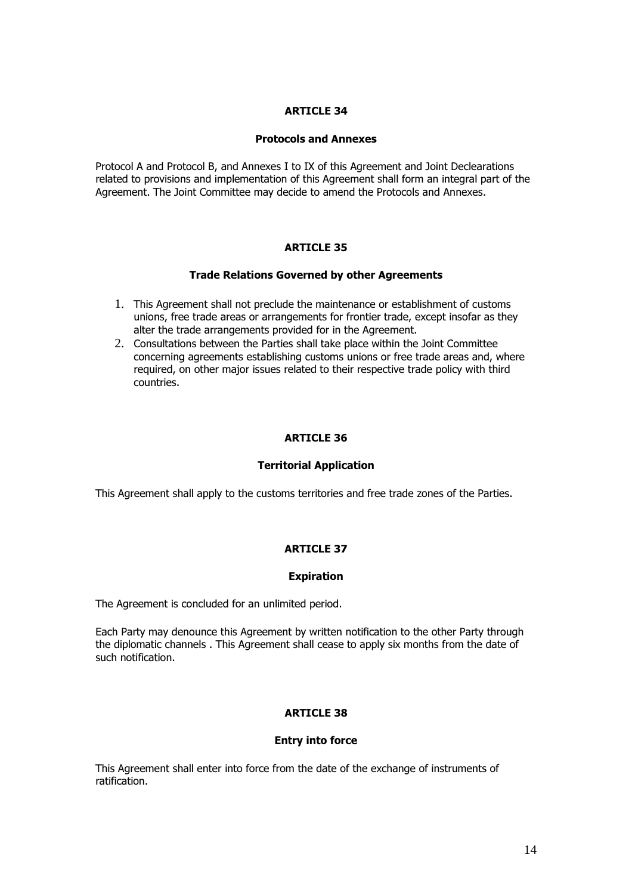## ARTICLE 34

### Protocols and Annexes

Protocol A and Protocol B, and Annexes I to IX of this Agreement and Joint Declearations related to provisions and implementation of this Agreement shall form an integral part of the Agreement. The Joint Committee may decide to amend the Protocols and Annexes.

## ARTICLE 35

### Trade Relations Governed by other Agreements

1. This Agreement shall not preclude the maintenance or establishment of customs unions, free trade areas or arrangements for frontier trade, except insofar as they alter the trade arrangements provided for in the Agreement.
2. Consultations between the Parties shall take place within the Joint Committee concerning agreements establishing customs unions or free trade areas and, where required, on other major issues related to their respective trade policy with third countries.

## ARTICLE 36

### Territorial Application

This Agreement shall apply to the customs territories and free trade zones of the Parties.

## ARTICLE 37

### Expiration

The Agreement is concluded for an unlimited period.

Each Party may denounce this Agreement by written notification to the other Party through the diplomatic channels . This Agreement shall cease to apply six months from the date of such notification.

## ARTICLE 38

### Entry into force

This Agreement shall enter into force from the date of the exchange of instruments of ratification.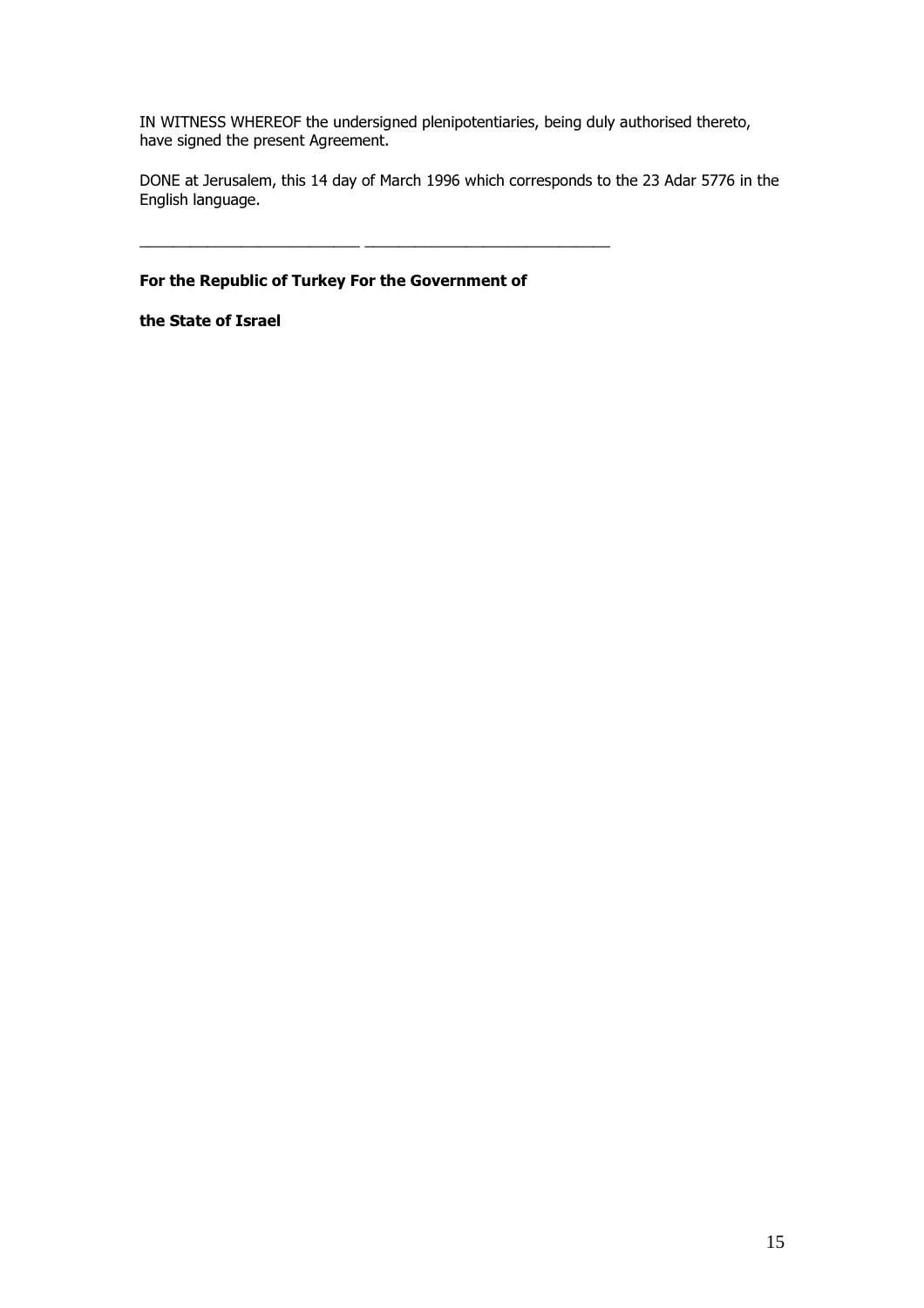IN WITNESS WHEREOF the undersigned plenipotentiaries, being duly authorised thereto, have signed the present Agreement.

DONE at Jerusalem, this 14 day of March 1996 which corresponds to the 23 Adar 5776 in the English language.

___________________________ _______________________________

**For the Republic of Turkey For the Government of**

**the State of Israel**